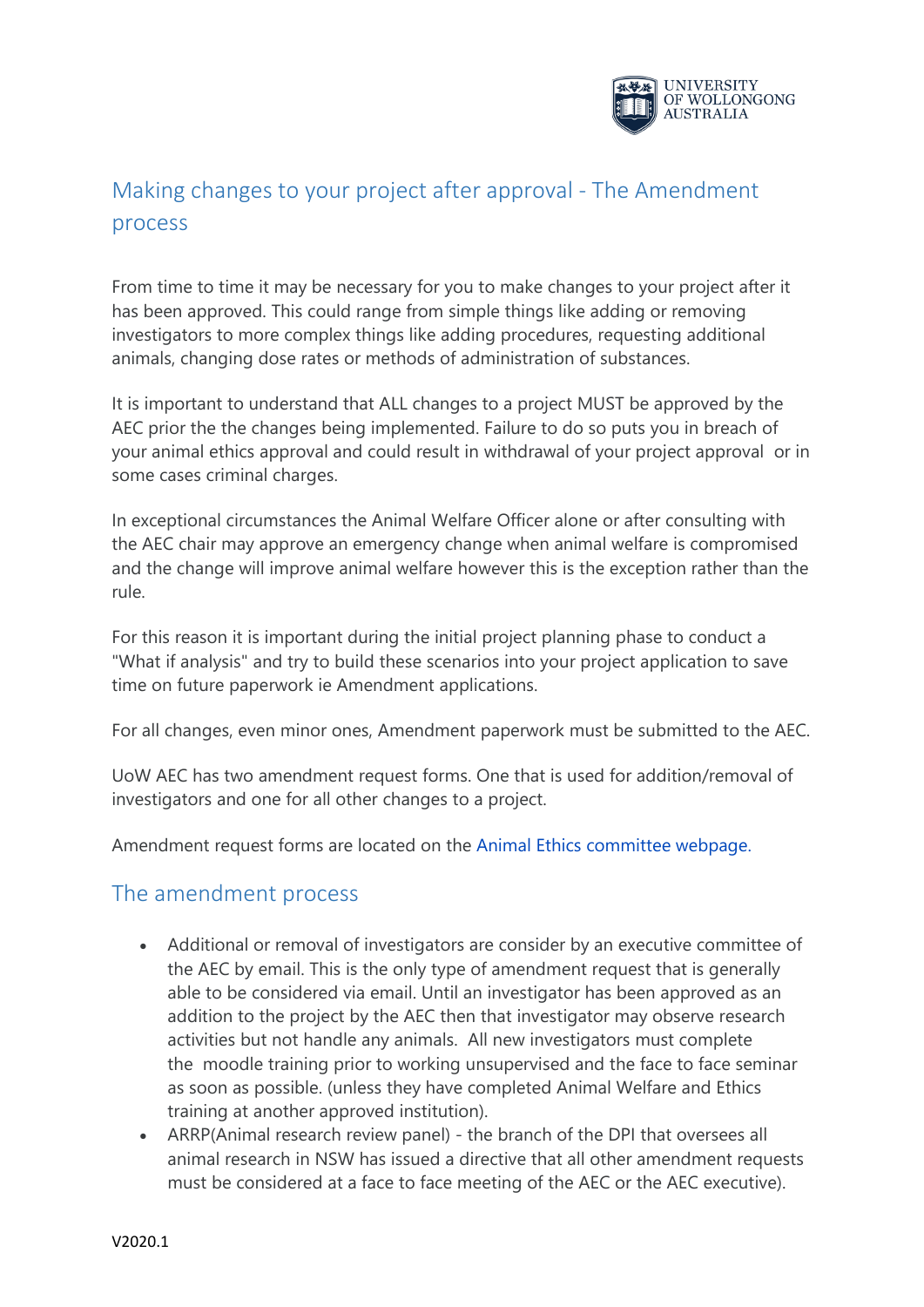## Making changes to your project after approval - The Amendment process

From time to time it may be necessary for you to make changes to your project after it has been approved. This could range from simple things like adding or removing investigators to more complex things like adding procedures, requesting additional animals, changing dose rates or methods of administration of substances.

It is important to understand that ALL changes to a project MUST be approved by the AEC prior the the changes being implemented. Failure to do so puts you in breach of your animal ethics approval and could result in withdrawal of your project approval or in some cases criminal charges.

In exceptional circumstances the Animal Welfare Officer alone or after consulting with the AEC chair may approve an emergency change when animal welfare is compromised and the change will improve animal welfare however this is the exception rather than the rule.

For this reason it is important during the initial project planning phase to conduct a "What if analysis" and try to build these scenarios into your project application to save time on future paperwork ie Amendment applications.

For all changes, even minor ones, Amendment paperwork must be submitted to the AEC.

UoW AEC has two amendment request forms. One that is used for addition/removal of investigators and one for all other changes to a project.

Amendment request forms are located on the Animal Ethics committee webpage.

### The amendment process

- Additional or removal of investigators are consider by an executive committee of the AEC by email. This is the only type of amendment request that is generally able to be considered via email. Until an investigator has been approved as an addition to the project by the AEC then that investigator may observe research activities but not handle any animals. All new investigators must complete the moodle training prior to working unsupervised and the face to face seminar as soon as possible. (unless they have completed Animal Welfare and Ethics training at another approved institution).
- ARRP(Animal research review panel) - the branch of the DPI that oversees all animal research in NSW has issued a directive that all other amendment requests must be considered at a face to face meeting of the AEC or the AEC executive).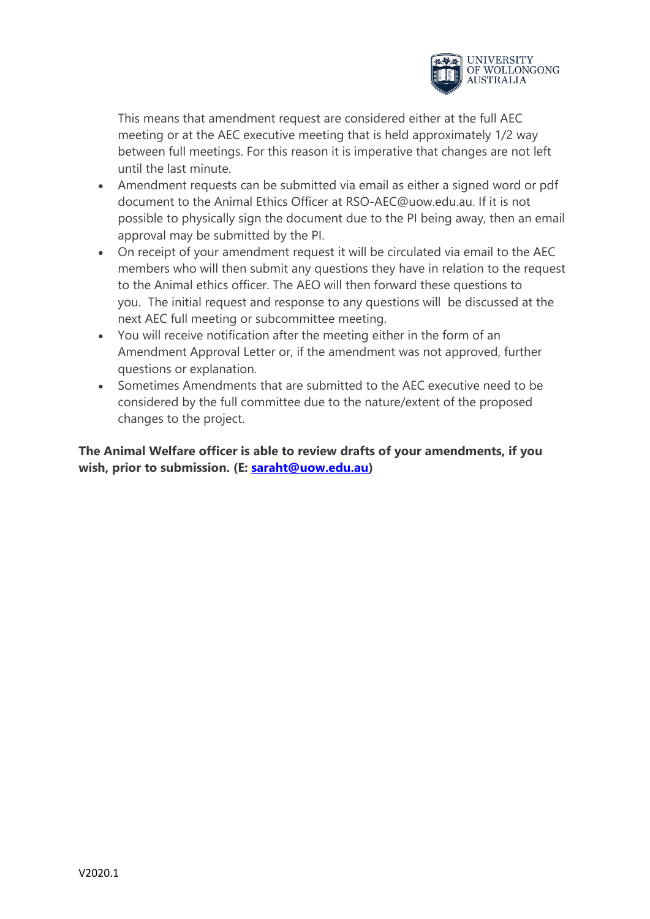This means that amendment request are considered either at the full AEC meeting or at the AEC executive meeting that is held approximately 1/2 way between full meetings. For this reason it is imperative that changes are not left until the last minute.

- Amendment requests can be submitted via email as either a signed word or pdf document to the Animal Ethics Officer at RSO-AEC@uow.edu.au. If it is not possible to physically sign the document due to the PI being away, then an email approval may be submitted by the PI.
- On receipt of your amendment request it will be circulated via email to the AEC members who will then submit any questions they have in relation to the request to the Animal ethics officer. The AEO will then forward these questions to you. The initial request and response to any questions will be discussed at the next AEC full meeting or subcommittee meeting.
- You will receive notification after the meeting either in the form of an Amendment Approval Letter or, if the amendment was not approved, further questions or explanation.
- Sometimes Amendments that are submitted to the AEC executive need to be considered by the full committee due to the nature/extent of the proposed changes to the project.

**The Animal Welfare officer is able to review drafts of your amendments, if you wish, prior to submission. (E: [saraht@uow.edu.au](mailto:saraht@uow.edu.au))**

V2020.1